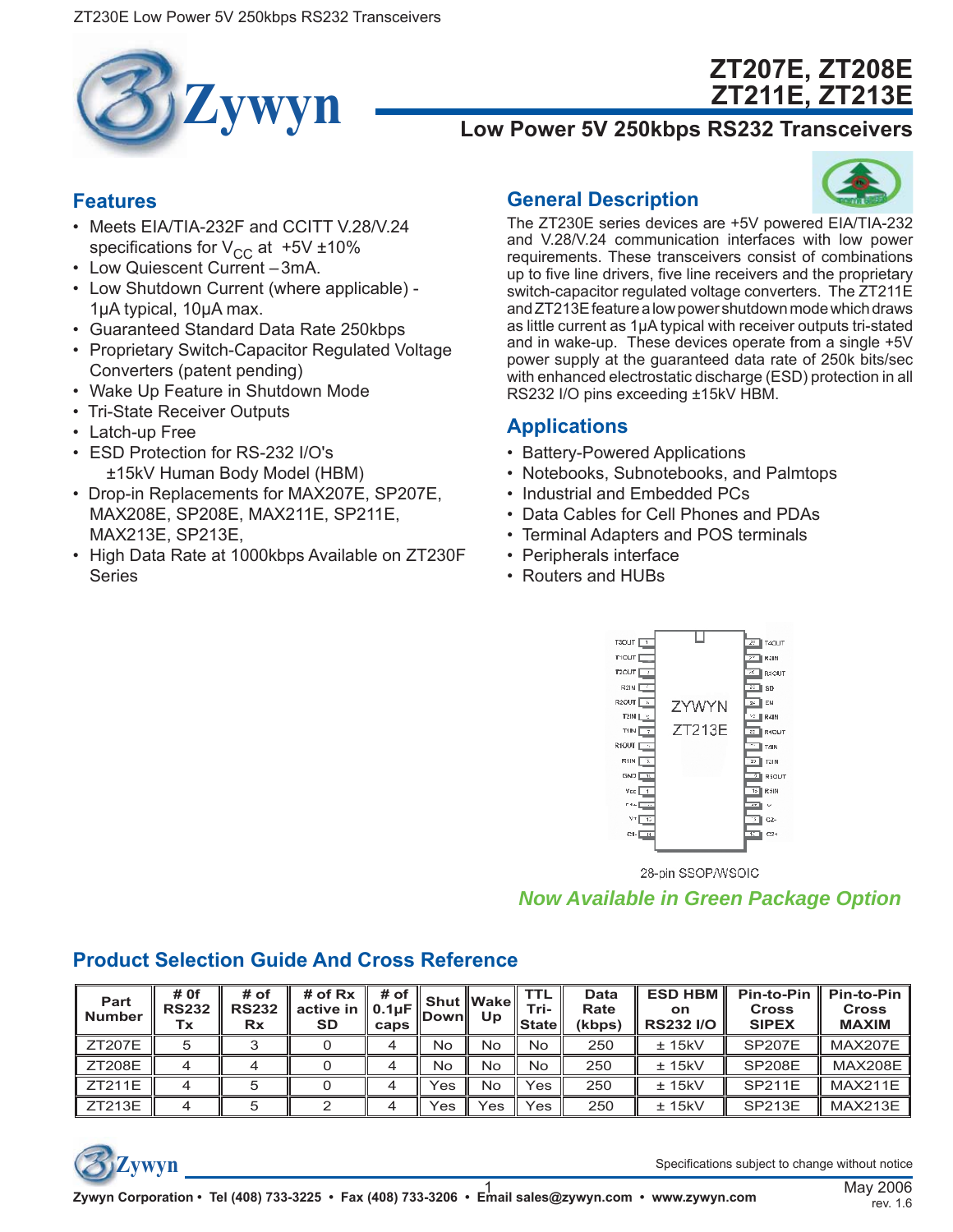# ZT207E, ZT208E ZT211E, ZT213E

## Low Power 5V 250kbps RS232 Transceivers

## Features

- Meets EIA/TIA-232F and CCITT V.28/V.24 specifications for $V_{CC}$ at +5V ±10%
- Low Quiescent Current – 3mA.
- Low Shutdown Current (where applicable) - 1µA typical, 10µA max.
- Guaranteed Standard Data Rate 250kbps
- Proprietary Switch-Capacitor Regulated Voltage Converters (patent pending)
- Wake Up Feature in Shutdown Mode
- Tri-State Receiver Outputs
- Latch-up Free
- ESD Protection for RS-232 I/O's ±15kV Human Body Model (HBM)
- Drop-in Replacements for MAX207E, SP207E, MAX208E, SP208E, MAX211E, SP211E, MAX213E, SP213E,
- High Data Rate at 1000kbps Available on ZT230F Series

## General Description

The ZT230E series devices are +5V powered EIA/TIA-232 and V.28/V.24 communication interfaces with low power requirements. These transceivers consist of combinations up to five line drivers, five line receivers and the proprietary switch-capacitor regulated voltage converters. The ZT211E and ZT213E feature a low power shutdown mode which draws as little current as 1µA typical with receiver outputs tri-stated and in wake-up. These devices operate from a single +5V power supply at the guaranteed data rate of 250k bits/sec with enhanced electrostatic discharge (ESD) protection in all RS232 I/O pins exceeding ±15kV HBM.

## Applications

- Battery-Powered Applications
- Notebooks, Subnotebooks, and Palmtops
- Industrial and Embedded PCs
- Data Cables for Cell Phones and PDAs
- Terminal Adapters and POS terminals
- Peripherals interface
- Routers and HUBs

T3OUT 1, T1OUT 2, T2OUT 3, R2IN 4, R2OUT 5, T2IN 6, T1IN 7, R1OUT 8, R1IN 9, GND 10, Vcc 11, C1+ 12, V+ 13, C1- 14
T4OUT 28, R3IN 27, R3OUT 26, SD 25, EN 24, R4IN 23, R4OUT 22, T4IN 21, T3IN 20, R5OUT 19, R5IN 18, V- 17, C2- 16, C2+ 15

ZYWYN ZT213E

28-pin SSOP/WSOIC

*Now Available in Green Package Option*

## Product Selection Guide And Cross Reference

| Part Number | # 0f RS232 Tx | # of RS232 Rx | # of Rx active in SD | # of 0.1µF caps | Shut Down | Wake Up | TTL Tri-State | Data Rate (kbps) | ESD HBM on RS232 I/O | Pin-to-Pin Cross SIPEX | Pin-to-Pin Cross MAXIM |
|---|---|---|---|---|---|---|---|---|---|---|---|
| ZT207E | 5 | 3 | 0 | 4 | No | No | No | 250 | ± 15kV | SP207E | MAX207E |
| ZT208E | 4 | 4 | 0 | 4 | No | No | No | 250 | ± 15kV | SP208E | MAX208E |
| ZT211E | 4 | 5 | 0 | 4 | Yes | No | Yes | 250 | ± 15kV | SP211E | MAX211E |
| ZT213E | 4 | 5 | 2 | 4 | Yes | Yes | Yes | 250 | ± 15kV | SP213E | MAX213E |

Specifications subject to change without notice

Zywyn Corporation • Tel (408) 733-3225 • Fax (408) 733-3206 • Email sales@zywyn.com • www.zywyn.com

May 2006 rev. 1.6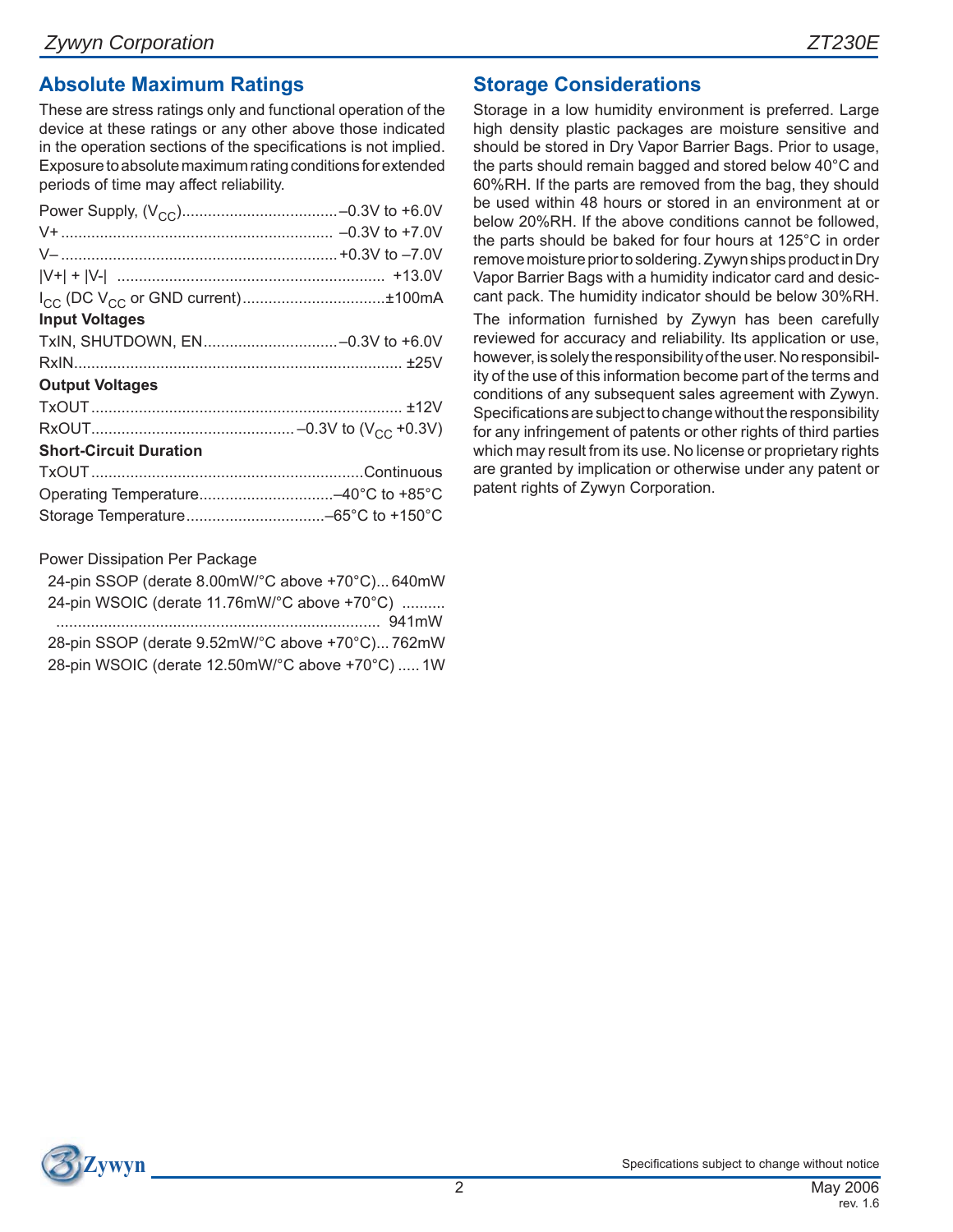## Absolute Maximum Ratings

These are stress ratings only and functional operation of the device at these ratings or any other above those indicated in the operation sections of the specifications is not implied. Exposure to absolute maximum rating conditions for extended periods of time may affect reliability.

Power Supply, ($V_{CC}$)....................................–0.3V to +6.0V
V+ ............................................................... –0.3V to +7.0V
V– ................................................................+0.3V to –7.0V
|V+| + |V-| .............................................................. +13.0V
$I_{CC}$ (DC $V_{CC}$ or GND current).................................±100mA

**Input Voltages**

TxIN, SHUTDOWN, EN...............................–0.3V to +6.0V
RxIN............................................................................ ±25V

**Output Voltages**

TxOUT ....................................................................... ±12V
RxOUT...............................................–0.3V to ($V_{CC}$ +0.3V)

**Short-Circuit Duration**

TxOUT ..............................................................Continuous
Operating Temperature...............................–40°C to +85°C
Storage Temperature................................–65°C to +150°C

Power Dissipation Per Package

24-pin SSOP (derate 8.00mW/°C above +70°C)... 640mW
24-pin WSOIC (derate 11.76mW/°C above +70°C) .......... 941mW
28-pin SSOP (derate 9.52mW/°C above +70°C)... 762mW
28-pin WSOIC (derate 12.50mW/°C above +70°C) ..... 1W

## Storage Considerations

Storage in a low humidity environment is preferred. Large high density plastic packages are moisture sensitive and should be stored in Dry Vapor Barrier Bags. Prior to usage, the parts should remain bagged and stored below 40°C and 60%RH. If the parts are removed from the bag, they should be used within 48 hours or stored in an environment at or below 20%RH. If the above conditions cannot be followed, the parts should be baked for four hours at 125°C in order remove moisture prior to soldering. Zywyn ships product in Dry Vapor Barrier Bags with a humidity indicator card and desiccant pack. The humidity indicator should be below 30%RH.

The information furnished by Zywyn has been carefully reviewed for accuracy and reliability. Its application or use, however, is solely the responsibility of the user. No responsibility of the use of this information become part of the terms and conditions of any subsequent sales agreement with Zywyn. Specifications are subject to change without the responsibility for any infringement of patents or other rights of third parties which may result from its use. No license or proprietary rights are granted by implication or otherwise under any patent or patent rights of Zywyn Corporation.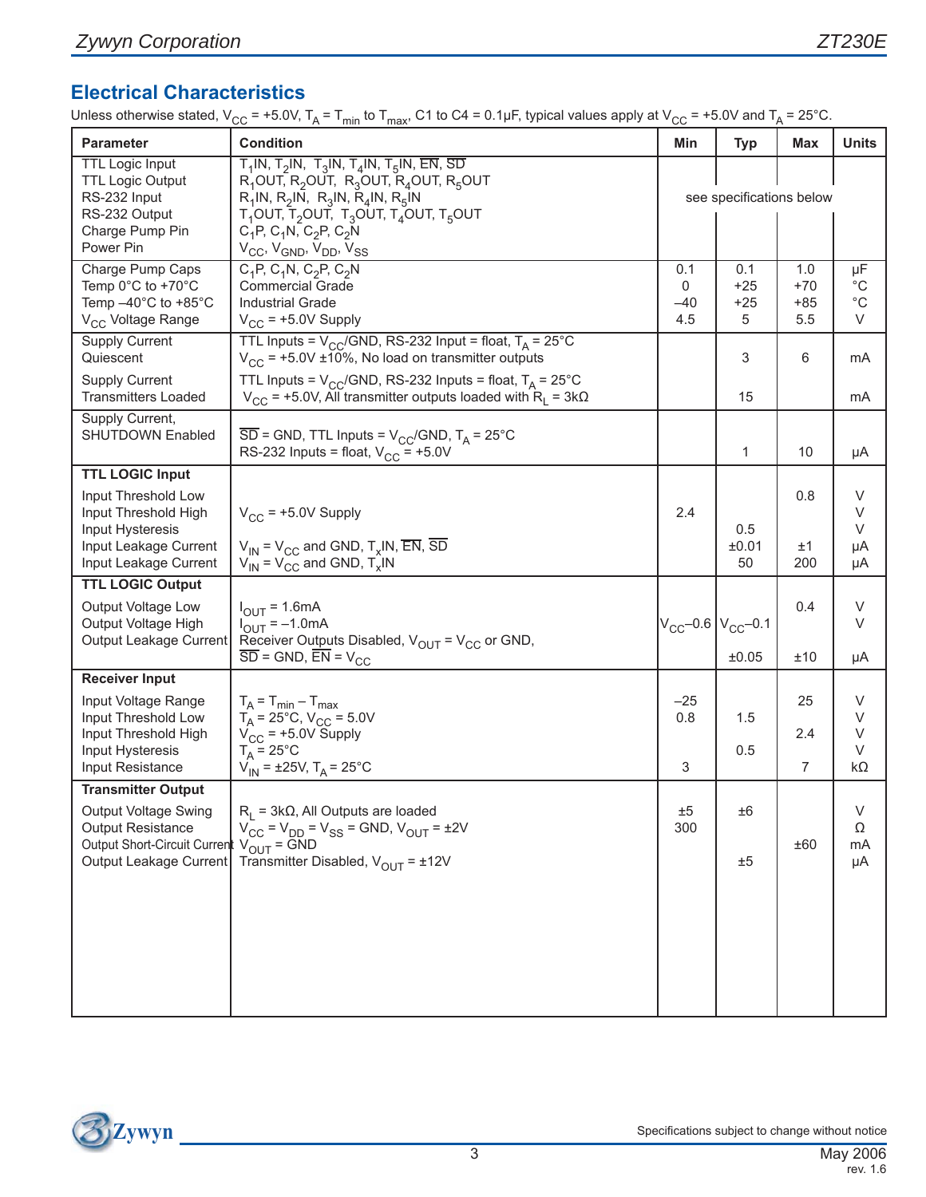## Electrical Characteristics

Unless otherwise stated, $V_{CC}$ = +5.0V, $T_A$ = $T_{min}$ to $T_{max}$, C1 to C4 = 0.1µF, typical values apply at $V_{CC}$ = +5.0V and $T_A$ = 25°C.

| Parameter | Condition | Min | Typ | Max | Units |
|---|---|---|---|---|---|
| TTL Logic Input | $T_1IN$, $T_2IN$, $T_3IN$, $T_4IN$, $T_5IN$, $\overline{EN}$, $\overline{SD}$ | see specifications below | | | |
| TTL Logic Output | $R_1OUT$, $R_2OUT$, $R_3OUT$, $R_4OUT$, $R_5OUT$ | | | | |
| RS-232 Input | $R_1IN$, $R_2IN$, $R_3IN$, $R_4IN$, $R_5IN$ | | | | |
| RS-232 Output | $T_1OUT$, $T_2OUT$, $T_3OUT$, $T_4OUT$, $T_5OUT$ | | | | |
| Charge Pump Pin | $C_1P$, $C_1N$, $C_2P$, $C_2N$ | | | | |
| Power Pin | $V_{CC}$, $V_{GND}$, $V_{DD}$, $V_{SS}$ | | | | |
| Charge Pump Caps | $C_1P$, $C_1N$, $C_2P$, $C_2N$ | 0.1 | 0.1 | 1.0 | µF |
| Temp 0°C to +70°C | Commercial Grade | 0 | +25 | +70 | °C |
| Temp –40°C to +85°C | Industrial Grade | –40 | +25 | +85 | °C |
| $V_{CC}$ Voltage Range | $V_{CC}$ = +5.0V Supply | 4.5 | 5 | 5.5 | V |
| Supply Current Quiescent | TTL Inputs = $V_{CC}$/GND, RS-232 Input = float, $T_A$ = 25°C $V_{CC}$ = +5.0V ±10%, No load on transmitter outputs | | 3 | 6 | mA |
| Supply Current Transmitters Loaded | TTL Inputs = $V_{CC}$/GND, RS-232 Inputs = float, $T_A$ = 25°C $V_{CC}$ = +5.0V, All transmitter outputs loaded with $R_L$ = 3kΩ | | 15 | | mA |
| Supply Current, SHUTDOWN Enabled | $\overline{SD}$ = GND, TTL Inputs = $V_{CC}$/GND, $T_A$ = 25°C RS-232 Inputs = float, $V_{CC}$ = +5.0V | | 1 | 10 | µA |
| **TTL LOGIC Input** | | | | | |
| Input Threshold Low | | | | 0.8 | V |
| Input Threshold High | $V_{CC}$ = +5.0V Supply | 2.4 | | | V |
| Input Hysteresis | | | 0.5 | | V |
| Input Leakage Current | $V_{IN}$ = $V_{CC}$ and GND, $T_xIN$, $\overline{EN}$, $\overline{SD}$ | | ±0.01 | ±1 | µA |
| Input Leakage Current | $V_{IN}$ = $V_{CC}$ and GND, $T_xIN$ | | 50 | 200 | µA |
| **TTL LOGIC Output** | | | | | |
| Output Voltage Low | $I_{OUT}$ = 1.6mA | | | 0.4 | V |
| Output Voltage High | $I_{OUT}$ = –1.0mA | $V_{CC}$–0.6 | $V_{CC}$–0.1 | | V |
| Output Leakage Current | Receiver Outputs Disabled, $V_{OUT}$ = $V_{CC}$ or GND, $\overline{SD}$ = GND, $\overline{EN}$ = $V_{CC}$ | | ±0.05 | ±10 | µA |
| **Receiver Input** | | | | | |
| Input Voltage Range | $T_A$ = $T_{min}$ – $T_{max}$ | –25 | | 25 | V |
| Input Threshold Low | $T_A$ = 25°C, $V_{CC}$ = 5.0V | 0.8 | 1.5 | | V |
| Input Threshold High | $V_{CC}$ = +5.0V Supply | | | 2.4 | V |
| Input Hysteresis | $T_A$ = 25°C | | 0.5 | | V |
| Input Resistance | $V_{IN}$ = ±25V, $T_A$ = 25°C | 3 | | 7 | kΩ |
| **Transmitter Output** | | | | | |
| Output Voltage Swing | $R_L$ = 3kΩ, All Outputs are loaded | ±5 | ±6 | | V |
| Output Resistance | $V_{CC}$ = $V_{DD}$ = $V_{SS}$ = GND, $V_{OUT}$ = ±2V | 300 | | | Ω |
| Output Short-Circuit Current | $V_{OUT}$ = GND | | | ±60 | mA |
| Output Leakage Current | Transmitter Disabled, $V_{OUT}$ = ±12V | | ±5 | | µA |

Specifications subject to change without notice

May 2006
rev. 1.6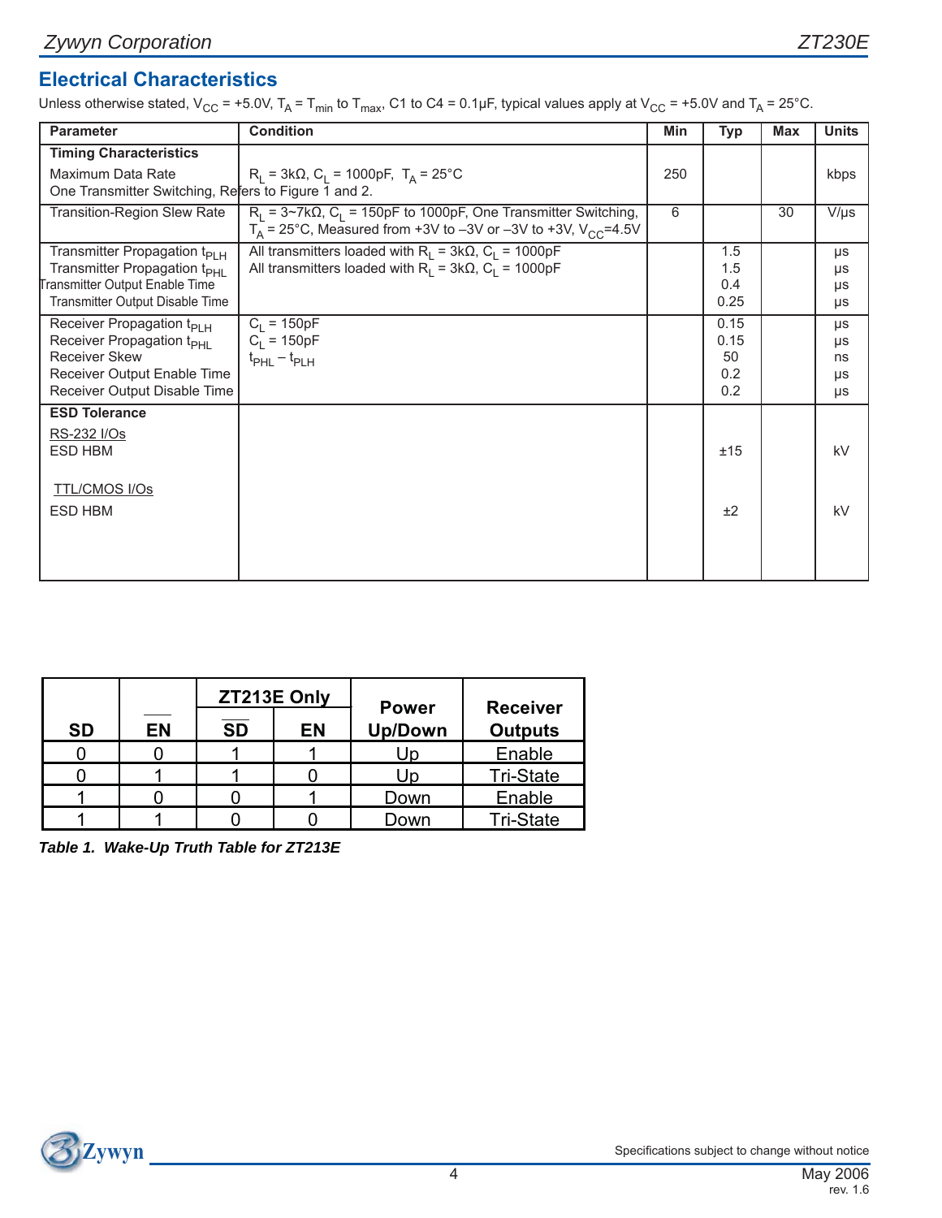## Electrical Characteristics

Unless otherwise stated, $V_{CC}$ = +5.0V, $T_A$ = $T_{min}$ to $T_{max}$, C1 to C4 = 0.1µF, typical values apply at $V_{CC}$ = +5.0V and $T_A$ = 25°C.

| Parameter | Condition | Min | Typ | Max | Units |
|---|---|---|---|---|---|
| **Timing Characteristics** | | | | | |
| Maximum Data Rate | $R_L$ = 3kΩ, $C_L$ = 1000pF, $T_A$ = 25°C | 250 | | | kbps |
| One Transmitter Switching, Refers to Figure 1 and 2. | | | | | |
| Transition-Region Slew Rate | $R_L$ = 3~7kΩ, $C_L$ = 150pF to 1000pF, One Transmitter Switching, $T_A$ = 25°C, Measured from +3V to –3V or –3V to +3V, $V_{CC}$=4.5V | 6 | | 30 | V/µs |
| Transmitter Propagation $t_{PLH}$ | All transmitters loaded with $R_L$ = 3kΩ, $C_L$ = 1000pF | | 1.5 | | µs |
| Transmitter Propagation $t_{PHL}$ | All transmitters loaded with $R_L$ = 3kΩ, $C_L$ = 1000pF | | 1.5 | | µs |
| Transmitter Output Enable Time | | | 0.4 | | µs |
| Transmitter Output Disable Time | | | 0.25 | | µs |
| Receiver Propagation $t_{PLH}$ | $C_L$ = 150pF | | 0.15 | | µs |
| Receiver Propagation $t_{PHL}$ | $C_L$ = 150pF | | 0.15 | | µs |
| Receiver Skew | $t_{PHL} - t_{PLH}$ | | 50 | | ns |
| Receiver Output Enable Time | | | 0.2 | | µs |
| Receiver Output Disable Time | | | 0.2 | | µs |
| **ESD Tolerance** | | | | | |
| RS-232 I/Os ESD HBM | | | ±15 | | kV |
| TTL/CMOS I/Os ESD HBM | | | ±2 | | kV |

| SD | $\overline{EN}$ | ZT213E Only $\overline{SD}$ | ZT213E Only EN | Power Up/Down | Receiver Outputs |
|---|---|---|---|---|---|
| 0 | 0 | 1 | 1 | Up | Enable |
| 0 | 1 | 1 | 0 | Up | Tri-State |
| 1 | 0 | 0 | 1 | Down | Enable |
| 1 | 1 | 0 | 0 | Down | Tri-State |

*Table 1. Wake-Up Truth Table for ZT213E*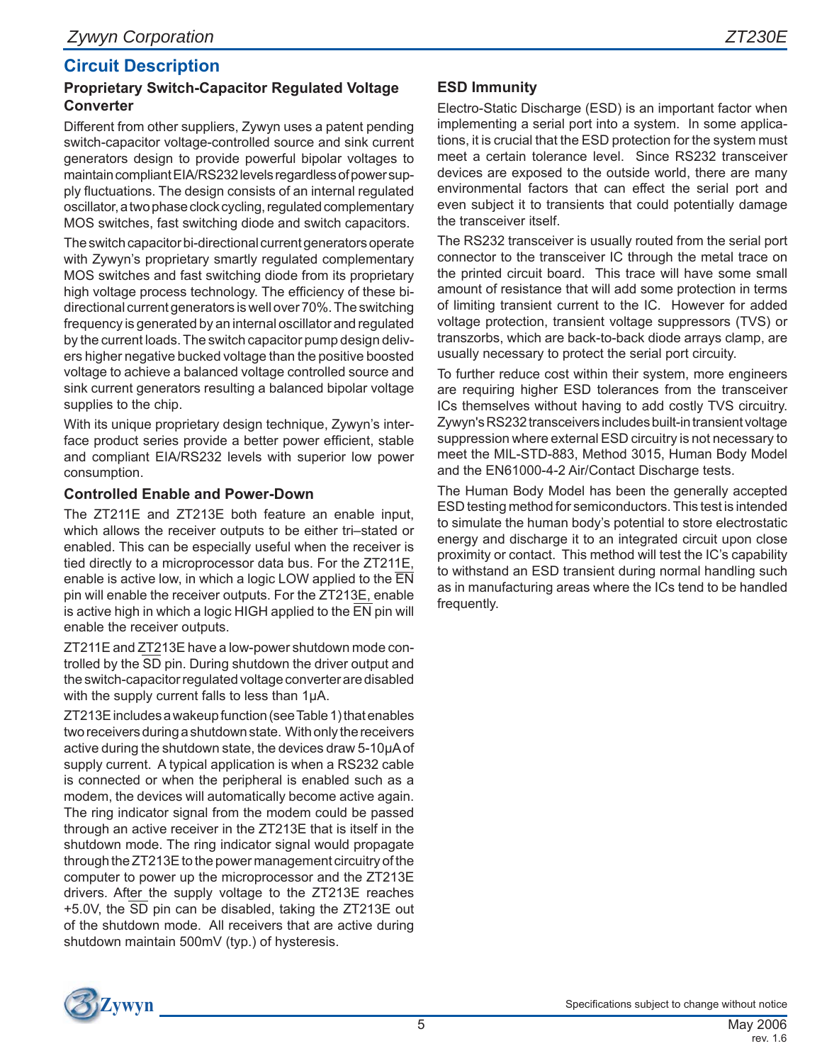## Circuit Description

### Proprietary Switch-Capacitor Regulated Voltage Converter

Different from other suppliers, Zywyn uses a patent pending switch-capacitor voltage-controlled source and sink current generators design to provide powerful bipolar voltages to maintain compliant EIA/RS232 levels regardless of power supply fluctuations. The design consists of an internal regulated oscillator, a two phase clock cycling, regulated complementary MOS switches, fast switching diode and switch capacitors.

The switch capacitor bi-directional current generators operate with Zywyn's proprietary smartly regulated complementary MOS switches and fast switching diode from its proprietary high voltage process technology. The efficiency of these bi-directional current generators is well over 70%. The switching frequency is generated by an internal oscillator and regulated by the current loads. The switch capacitor pump design delivers higher negative bucked voltage than the positive boosted voltage to achieve a balanced voltage controlled source and sink current generators resulting a balanced bipolar voltage supplies to the chip.

With its unique proprietary design technique, Zywyn's interface product series provide a better power efficient, stable and compliant EIA/RS232 levels with superior low power consumption.

### Controlled Enable and Power-Down

The ZT211E and ZT213E both feature an enable input, which allows the receiver outputs to be either tri–stated or enabled. This can be especially useful when the receiver is tied directly to a microprocessor data bus. For the ZT211E, enable is active low, in which a logic LOW applied to the $\overline{EN}$ pin will enable the receiver outputs. For the ZT213E, enable is active high in which a logic HIGH applied to the EN pin will enable the receiver outputs.

ZT211E and ZT213E have a low-power shutdown mode controlled by the $\overline{SD}$ pin. During shutdown the driver output and the switch-capacitor regulated voltage converter are disabled with the supply current falls to less than 1μA.

ZT213E includes a wakeup function (see Table 1) that enables two receivers during a shutdown state. With only the receivers active during the shutdown state, the devices draw 5-10μA of supply current. A typical application is when a RS232 cable is connected or when the peripheral is enabled such as a modem, the devices will automatically become active again. The ring indicator signal from the modem could be passed through an active receiver in the ZT213E that is itself in the shutdown mode. The ring indicator signal would propagate through the ZT213E to the power management circuitry of the computer to power up the microprocessor and the ZT213E drivers. After the supply voltage to the ZT213E reaches +5.0V, the $\overline{SD}$ pin can be disabled, taking the ZT213E out of the shutdown mode. All receivers that are active during shutdown maintain 500mV (typ.) of hysteresis.

### ESD Immunity

Electro-Static Discharge (ESD) is an important factor when implementing a serial port into a system. In some applications, it is crucial that the ESD protection for the system must meet a certain tolerance level. Since RS232 transceiver devices are exposed to the outside world, there are many environmental factors that can effect the serial port and even subject it to transients that could potentially damage the transceiver itself.

The RS232 transceiver is usually routed from the serial port connector to the transceiver IC through the metal trace on the printed circuit board. This trace will have some small amount of resistance that will add some protection in terms of limiting transient current to the IC. However for added voltage protection, transient voltage suppressors (TVS) or transzorbs, which are back-to-back diode arrays clamp, are usually necessary to protect the serial port circuitry.

To further reduce cost within their system, more engineers are requiring higher ESD tolerances from the transceiver ICs themselves without having to add costly TVS circuitry. Zywyn's RS232 transceivers includes built-in transient voltage suppression where external ESD circuitry is not necessary to meet the MIL-STD-883, Method 3015, Human Body Model and the EN61000-4-2 Air/Contact Discharge tests.

The Human Body Model has been the generally accepted ESD testing method for semiconductors. This test is intended to simulate the human body's potential to store electrostatic energy and discharge it to an integrated circuit upon close proximity or contact. This method will test the IC's capability to withstand an ESD transient during normal handling such as in manufacturing areas where the ICs tend to be handled frequently.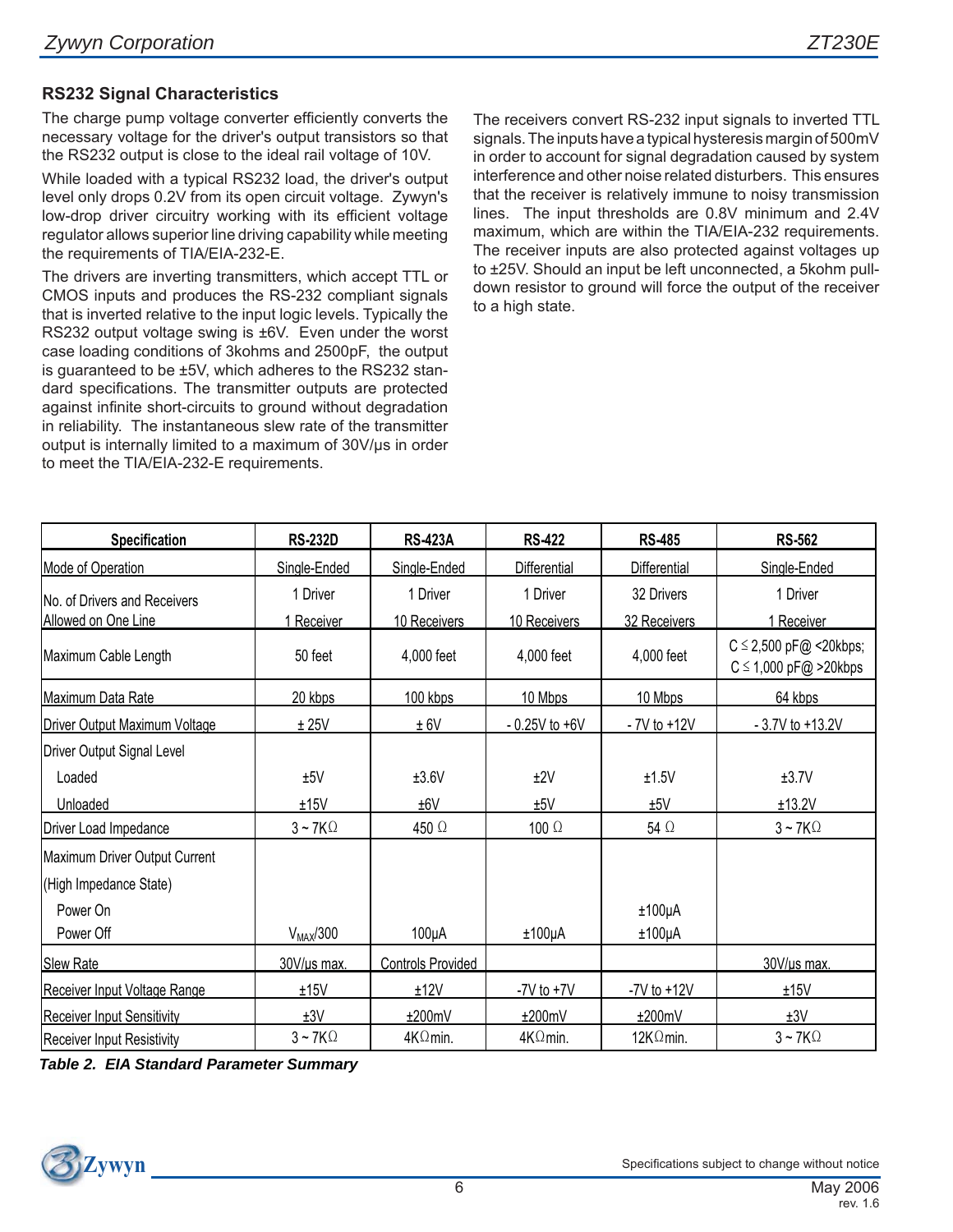## RS232 Signal Characteristics

The charge pump voltage converter efficiently converts the necessary voltage for the driver's output transistors so that the RS232 output is close to the ideal rail voltage of 10V.

While loaded with a typical RS232 load, the driver's output level only drops 0.2V from its open circuit voltage. Zywyn's low-drop driver circuitry working with its efficient voltage regulator allows superior line driving capability while meeting the requirements of TIA/EIA-232-E.

The drivers are inverting transmitters, which accept TTL or CMOS inputs and produces the RS-232 compliant signals that is inverted relative to the input logic levels. Typically the RS232 output voltage swing is ±6V. Even under the worst case loading conditions of 3kohms and 2500pF, the output is guaranteed to be ±5V, which adheres to the RS232 standard specifications. The transmitter outputs are protected against infinite short-circuits to ground without degradation in reliability. The instantaneous slew rate of the transmitter output is internally limited to a maximum of 30V/μs in order to meet the TIA/EIA-232-E requirements.

The receivers convert RS-232 input signals to inverted TTL signals. The inputs have a typical hysteresis margin of 500mV in order to account for signal degradation caused by system interference and other noise related disturbers. This ensures that the receiver is relatively immune to noisy transmission lines. The input thresholds are 0.8V minimum and 2.4V maximum, which are within the TIA/EIA-232 requirements. The receiver inputs are also protected against voltages up to ±25V. Should an input be left unconnected, a 5kohm pull-down resistor to ground will force the output of the receiver to a high state.

| Specification | RS-232D | RS-423A | RS-422 | RS-485 | RS-562 |
|---|---|---|---|---|---|
| Mode of Operation | Single-Ended | Single-Ended | Differential | Differential | Single-Ended |
| No. of Drivers and Receivers Allowed on One Line | 1 Driver<br>1 Receiver | 1 Driver<br>10 Receivers | 1 Driver<br>10 Receivers | 32 Drivers<br>32 Receivers | 1 Driver<br>1 Receiver |
| Maximum Cable Length | 50 feet | 4,000 feet | 4,000 feet | 4,000 feet | C ≤ 2,500 pF@ <20kbps;<br>C ≤ 1,000 pF@ >20kbps |
| Maximum Data Rate | 20 kbps | 100 kbps | 10 Mbps | 10 Mbps | 64 kbps |
| Driver Output Maximum Voltage | ± 25V | ± 6V | - 0.25V to +6V | - 7V to +12V | - 3.7V to +13.2V |
| Driver Output Signal Level | | | | | |
| Loaded | ±5V | ±3.6V | ±2V | ±1.5V | ±3.7V |
| Unloaded | ±15V | ±6V | ±5V | ±5V | ±13.2V |
| Driver Load Impedance | 3 ~ 7KΩ | 450 Ω | 100 Ω | 54 Ω | 3 ~ 7KΩ |
| Maximum Driver Output Current (High Impedance State) | | | | | |
| Power On | | | | ±100μA | |
| Power Off | $V_{MAX}$/300 | 100μA | ±100μA | ±100μA | |
| Slew Rate | 30V/μs max. | Controls Provided | | | 30V/μs max. |
| Receiver Input Voltage Range | ±15V | ±12V | -7V to +7V | -7V to +12V | ±15V |
| Receiver Input Sensitivity | ±3V | ±200mV | ±200mV | ±200mV | ±3V |
| Receiver Input Resistivity | 3 ~ 7KΩ | 4KΩmin. | 4KΩmin. | 12KΩmin. | 3 ~ 7KΩ |

*Table 2. EIA Standard Parameter Summary*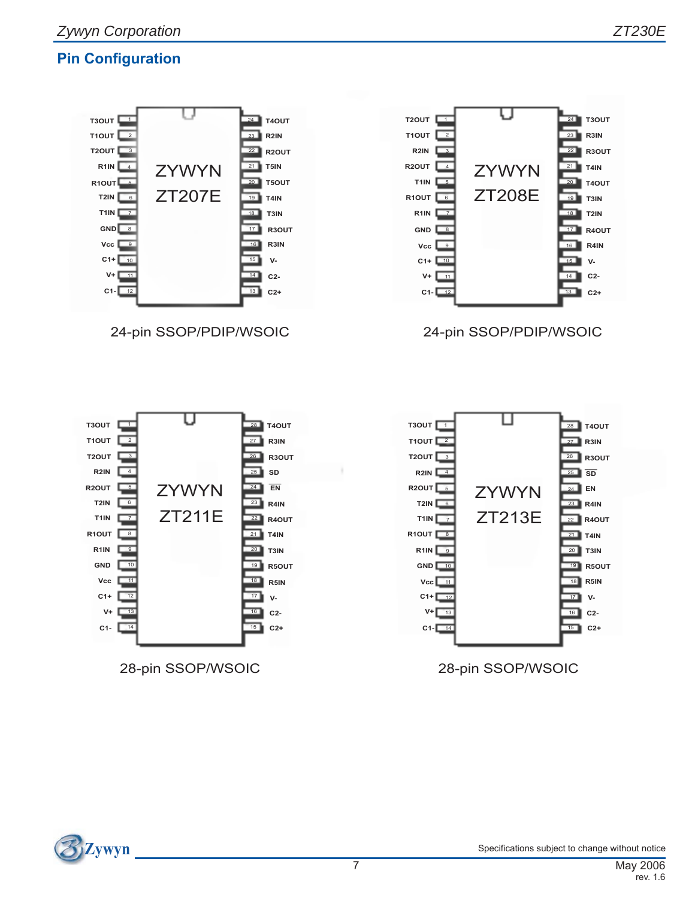## Pin Configuration

ZYWYN ZT207E

| Pin | Name | Pin | Name |
|---|---|---|---|
| 1 | T3OUT | 24 | T4OUT |
| 2 | T1OUT | 23 | R2IN |
| 3 | T2OUT | 22 | R2OUT |
| 4 | R1IN | 21 | T5IN |
| 5 | R1OUT | 20 | T5OUT |
| 6 | T2IN | 19 | T4IN |
| 7 | T1IN | 18 | T3IN |
| 8 | GND | 17 | R3OUT |
| 9 | Vcc | 16 | R3IN |
| 10 | C1+ | 15 | V- |
| 11 | V+ | 14 | C2- |
| 12 | C1- | 13 | C2+ |

24-pin SSOP/PDIP/WSOIC

ZYWYN ZT208E

| Pin | Name | Pin | Name |
|---|---|---|---|
| 1 | T2OUT | 24 | T3OUT |
| 2 | T1OUT | 23 | R3IN |
| 3 | R2IN | 22 | R3OUT |
| 4 | R2OUT | 21 | T4IN |
| 5 | T1IN | 20 | T4OUT |
| 6 | R1OUT | 19 | T3IN |
| 7 | R1IN | 18 | T2IN |
| 8 | GND | 17 | R4OUT |
| 9 | Vcc | 16 | R4IN |
| 10 | C1+ | 15 | V- |
| 11 | V+ | 14 | C2- |
| 12 | C1- | 13 | C2+ |

24-pin SSOP/PDIP/WSOIC

ZYWYN ZT211E

| Pin | Name | Pin | Name |
|---|---|---|---|
| 1 | T3OUT | 28 | T4OUT |
| 2 | T1OUT | 27 | R3IN |
| 3 | T2OUT | 26 | R3OUT |
| 4 | R2IN | 25 | SD |
| 5 | R2OUT | 24 | $\overline{EN}$ |
| 6 | T2IN | 23 | R4IN |
| 7 | T1IN | 22 | R4OUT |
| 8 | R1OUT | 21 | T4IN |
| 9 | R1IN | 20 | T3IN |
| 10 | GND | 19 | R5OUT |
| 11 | Vcc | 18 | R5IN |
| 12 | C1+ | 17 | V- |
| 13 | V+ | 16 | C2- |
| 14 | C1- | 15 | C2+ |

28-pin SSOP/WSOIC

ZYWYN ZT213E

| Pin | Name | Pin | Name |
|---|---|---|---|
| 1 | T3OUT | 28 | T4OUT |
| 2 | T1OUT | 27 | R3IN |
| 3 | T2OUT | 26 | R3OUT |
| 4 | R2IN | 25 | $\overline{SD}$ |
| 5 | R2OUT | 24 | EN |
| 6 | T2IN | 23 | R4IN |
| 7 | T1IN | 22 | R4OUT |
| 8 | R1OUT | 21 | T4IN |
| 9 | R1IN | 20 | T3IN |
| 10 | GND | 19 | R5OUT |
| 11 | Vcc | 18 | R5IN |
| 12 | C1+ | 17 | V- |
| 13 | V+ | 16 | C2- |
| 14 | C1- | 15 | C2+ |

28-pin SSOP/WSOIC

Specifications subject to change without notice

May 2006
rev. 1.6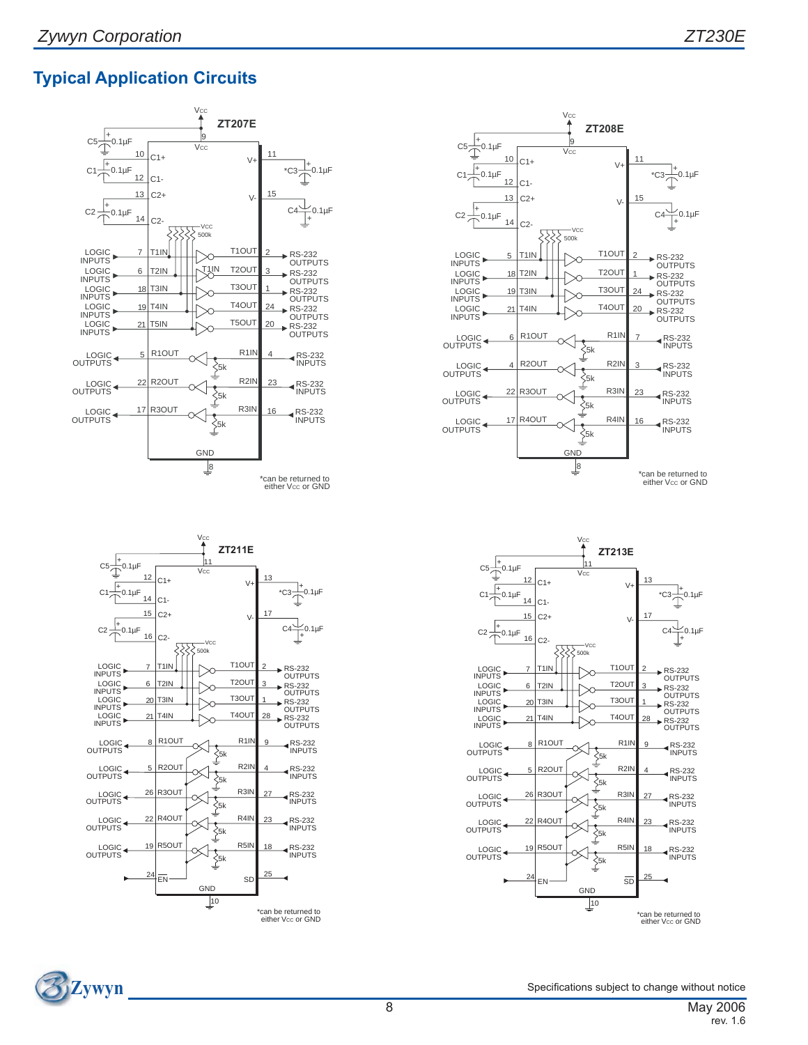## Typical Application Circuits

ZT207E

VCC
9
C5 0.1µF
10 C1+
C1 0.1µF
12 C1-
13 C2+
C2 0.1µF
14 C2-
V+ 11
*C3 0.1µF
V- 15
C4 0.1µF
VCC
500k
LOGIC INPUTS 7 T1IN T1OUT 2 RS-232 OUTPUTS
LOGIC INPUTS 6 T2IN T2OUT 3 RS-232 OUTPUTS
LOGIC INPUTS 18 T3IN T3OUT 1 RS-232 OUTPUTS
LOGIC INPUTS 19 T4IN T4OUT 24 RS-232 OUTPUTS
LOGIC INPUTS 21 T5IN T5OUT 20 RS-232 OUTPUTS
LOGIC OUTPUTS 5 R1OUT R1IN 4 RS-232 INPUTS
5k
LOGIC OUTPUTS 22 R2OUT R2IN 23 RS-232 INPUTS
5k
LOGIC OUTPUTS 17 R3OUT R3IN 16 RS-232 INPUTS
5k
GND
8

*can be returned to either VCC or GND

ZT208E

VCC
9
C5 0.1µF
10 C1+
C1 0.1µF
12 C1-
13 C2+
C2 0.1µF
14 C2-
V+ 11
*C3 0.1µF
V- 15
C4 0.1µF
VCC
500k
LOGIC INPUTS 5 T1IN T1OUT 2 RS-232 OUTPUTS
LOGIC INPUTS 18 T2IN T2OUT 1 RS-232 OUTPUTS
LOGIC INPUTS 19 T3IN T3OUT 24 RS-232 OUTPUTS
LOGIC INPUTS 21 T4IN T4OUT 20 RS-232 OUTPUTS
LOGIC OUTPUTS 6 R1OUT R1IN 7 RS-232 INPUTS
5k
LOGIC OUTPUTS 4 R2OUT R2IN 3 RS-232 INPUTS
5k
LOGIC OUTPUTS 22 R3OUT R3IN 23 RS-232 INPUTS
5k
LOGIC OUTPUTS 17 R4OUT R4IN 16 RS-232 INPUTS
5k
GND
8

*can be returned to either VCC or GND

ZT211E

VCC
11
C5 0.1µF
12 C1+
C1 0.1µF
14 C1-
15 C2+
C2 0.1µF
16 C2-
V+ 13
*C3 0.1µF
V- 17
C4 0.1µF
VCC
500k
LOGIC INPUTS 7 T1IN T1OUT 2 RS-232 OUTPUTS
LOGIC INPUTS 6 T2IN T2OUT 3 RS-232 OUTPUTS
LOGIC INPUTS 20 T3IN T3OUT 1 RS-232 OUTPUTS
LOGIC INPUTS 21 T4IN T4OUT 28 RS-232 OUTPUTS
LOGIC OUTPUTS 8 R1OUT R1IN 9 RS-232 INPUTS
5k
LOGIC OUTPUTS 5 R2OUT R2IN 4 RS-232 INPUTS
5k
LOGIC OUTPUTS 26 R3OUT R3IN 27 RS-232 INPUTS
5k
LOGIC OUTPUTS 22 R4OUT R4IN 23 RS-232 INPUTS
5k
LOGIC OUTPUTS 19 R5OUT R5IN 18 RS-232 INPUTS
5k
24 EN
SD 25
GND
10

*can be returned to either VCC or GND

ZT213E

VCC
11
C5 0.1µF
12 C1+
C1 0.1µF
14 C1-
15 C2+
C2 0.1µF
16 C2-
V+ 13
*C3 0.1µF
V- 17
C4 0.1µF
VCC
500k
LOGIC INPUTS 7 T1IN T1OUT 2 RS-232 OUTPUTS
LOGIC INPUTS 6 T2IN T2OUT 3 RS-232 OUTPUTS
LOGIC INPUTS 20 T3IN T3OUT 1 RS-232 OUTPUTS
LOGIC INPUTS 21 T4IN T4OUT 28 RS-232 OUTPUTS
LOGIC OUTPUTS 8 R1OUT R1IN 9 RS-232 INPUTS
5k
LOGIC OUTPUTS 5 R2OUT R2IN 4 RS-232 INPUTS
5k
LOGIC OUTPUTS 26 R3OUT R3IN 27 RS-232 INPUTS
5k
LOGIC OUTPUTS 22 R4OUT R4IN 23 RS-232 INPUTS
5k
LOGIC OUTPUTS 19 R5OUT R5IN 18 RS-232 INPUTS
5k
24 EN
SD 25
GND
10

*can be returned to either VCC or GND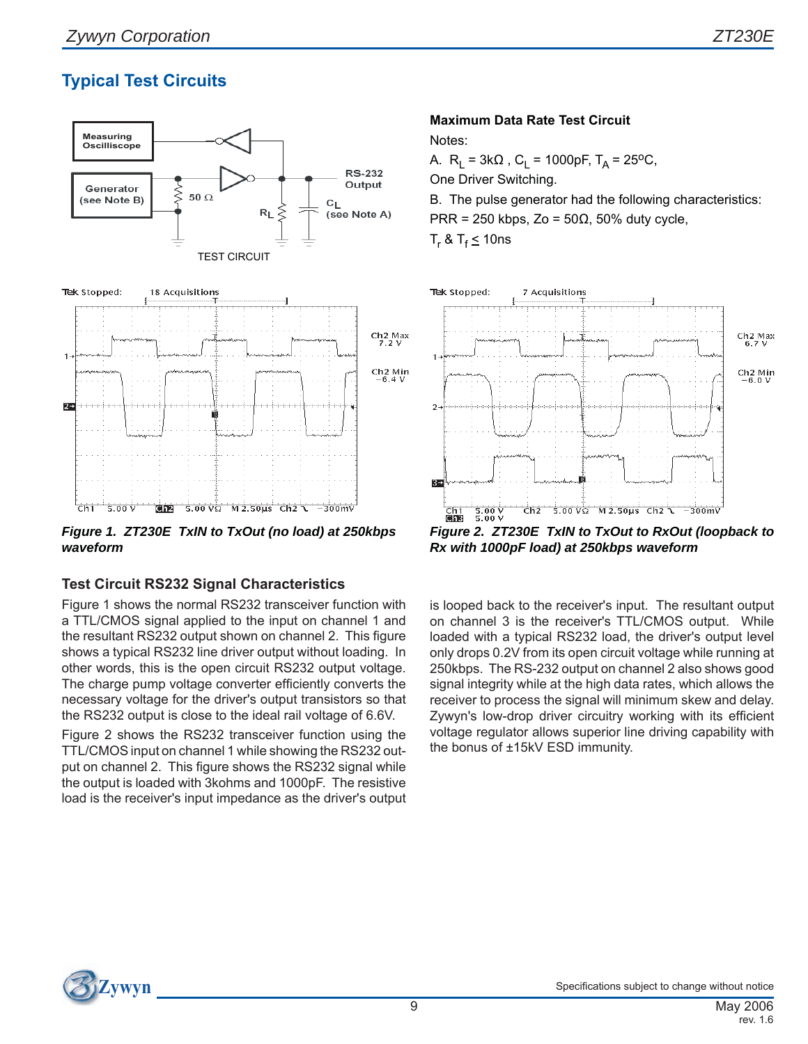## Typical Test Circuits

Measuring Oscilloscope

Generator (see Note B)

50 Ω

$R_L$

$C_L$ (see Note A)

RS-232 Output

TEST CIRCUIT

**Maximum Data Rate Test Circuit**

Notes:

A. $R_L$ = 3kΩ , $C_L$ = 1000pF, $T_A$ = 25°C, One Driver Switching.

B. The pulse generator had the following characteristics: PRR = 250 kbps, Zo = 50Ω, 50% duty cycle, $T_r$ & $T_f \leq$ 10ns

Tek Stopped: 18 Acquisitions

Ch2 Max 7.2 V

Ch2 Min −6.4 V

Ch1 5.00 V Ch2 5.00 VΩ M 2.50μs Ch2 ↘ −300mV

*Figure 1. ZT230E TxIN to TxOut (no load) at 250kbps waveform*

Tek Stopped: 7 Acquisitions

Ch2 Max 6.7 V

Ch2 Min −6.0 V

Ch1 5.00 V Ch2 5.00 VΩ M 2.50μs Ch2 ↘ −300mV

Ch3 5.00 V

*Figure 2. ZT230E TxIN to TxOut to RxOut (loopback to Rx with 1000pF load) at 250kbps waveform*

### Test Circuit RS232 Signal Characteristics

Figure 1 shows the normal RS232 transceiver function with a TTL/CMOS signal applied to the input on channel 1 and the resultant RS232 output shown on channel 2. This figure shows a typical RS232 line driver output without loading. In other words, this is the open circuit RS232 output voltage. The charge pump voltage converter efficiently converts the necessary voltage for the driver's output transistors so that the RS232 output is close to the ideal rail voltage of 6.6V.

Figure 2 shows the RS232 transceiver function using the TTL/CMOS input on channel 1 while showing the RS232 output on channel 2. This figure shows the RS232 signal while the output is loaded with 3kohms and 1000pF. The resistive load is the receiver's input impedance as the driver's output is looped back to the receiver's input. The resultant output on channel 3 is the receiver's TTL/CMOS output. While loaded with a typical RS232 load, the driver's output level only drops 0.2V from its open circuit voltage while running at 250kbps. The RS-232 output on channel 2 also shows good signal integrity while at the high data rates, which allows the receiver to process the signal will minimum skew and delay. Zywyn's low-drop driver circuitry working with its efficient voltage regulator allows superior line driving capability with the bonus of ±15kV ESD immunity.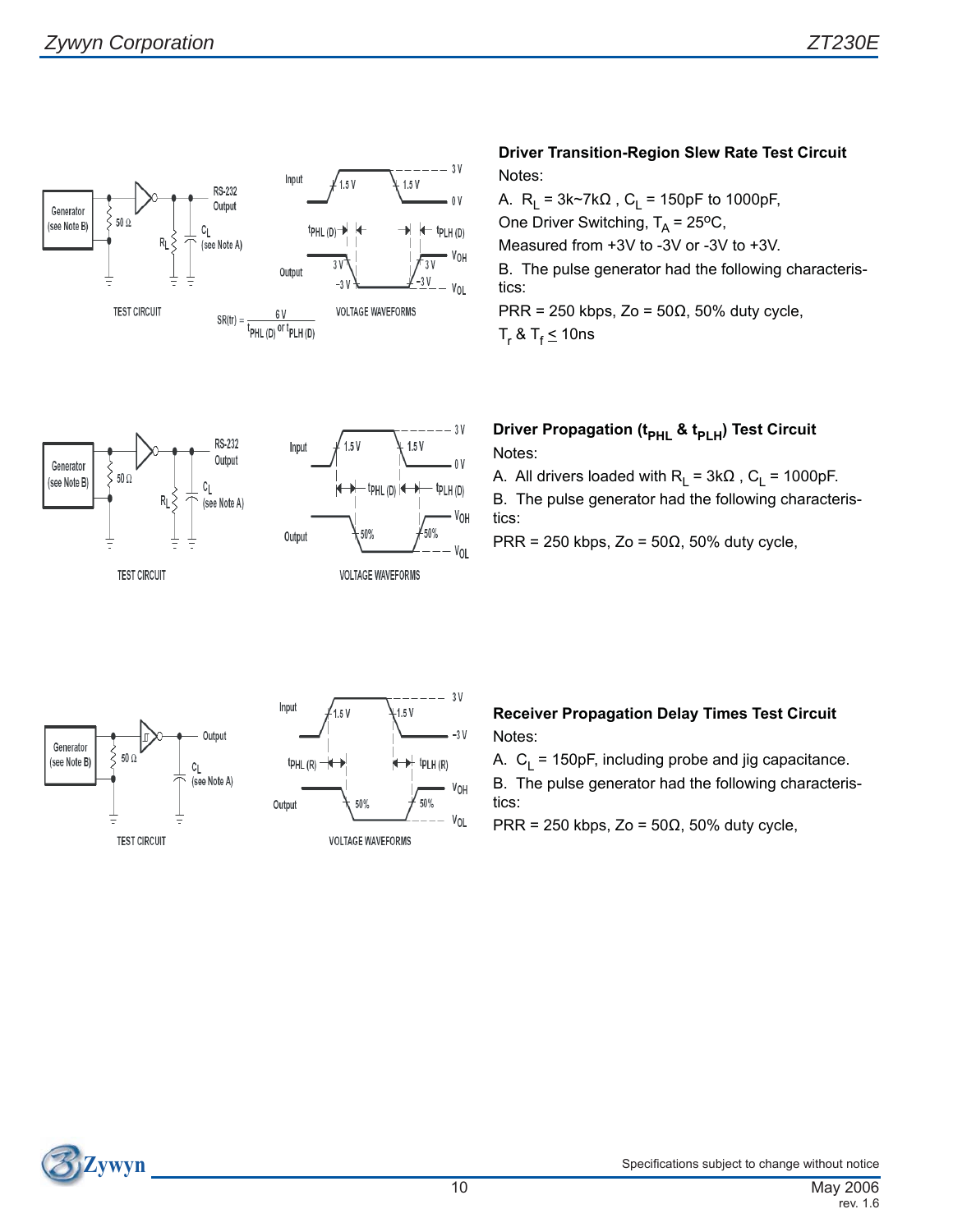TEST CIRCUIT

Generator (see Note B)

50 Ω

$R_L$

$C_L$ (see Note A)

RS-232 Output

VOLTAGE WAVEFORMS

Input

1.5 V

1.5 V

3 V

0 V

$t_{PHL (D)}$

$t_{PLH (D)}$

Output

3 V

3 V

−3 V

−3 V

$V_{OH}$

$V_{OL}$

$$SR(tr) = \frac{6\ V}{t_{PHL\ (D)}\ or\ t_{PLH\ (D)}}$$

### Driver Transition-Region Slew Rate Test Circuit

Notes:

A. $R_L$ = 3k~7kΩ , $C_L$ = 150pF to 1000pF,
One Driver Switching, $T_A$ = 25ºC,
Measured from +3V to -3V or -3V to +3V.

B. The pulse generator had the following characteristics:
PRR = 250 kbps, Zo = 50Ω, 50% duty cycle,
$T_r$ & $T_f \leq$ 10ns

TEST CIRCUIT

Generator (see Note B)

50 Ω

$R_L$

$C_L$ (see Note A)

RS-232 Output

VOLTAGE WAVEFORMS

Input

1.5 V

1.5 V

3 V

0 V

$t_{PHL (D)}$

$t_{PLH (D)}$

Output

50%

50%

$V_{OH}$

$V_{OL}$

### Driver Propagation ($t_{PHL}$ & $t_{PLH}$) Test Circuit

Notes:

A. All drivers loaded with $R_L$ = 3kΩ , $C_L$ = 1000pF.

B. The pulse generator had the following characteristics:
PRR = 250 kbps, Zo = 50Ω, 50% duty cycle,

TEST CIRCUIT

Generator (see Note B)

50 Ω

$C_L$ (see Note A)

Output

VOLTAGE WAVEFORMS

Input

1.5 V

1.5 V

3 V

−3 V

$t_{PHL (R)}$

$t_{PLH (R)}$

Output

50%

50%

$V_{OH}$

$V_{OL}$

### Receiver Propagation Delay Times Test Circuit

Notes:

A. $C_L$ = 150pF, including probe and jig capacitance.

B. The pulse generator had the following characteristics:
PRR = 250 kbps, Zo = 50Ω, 50% duty cycle,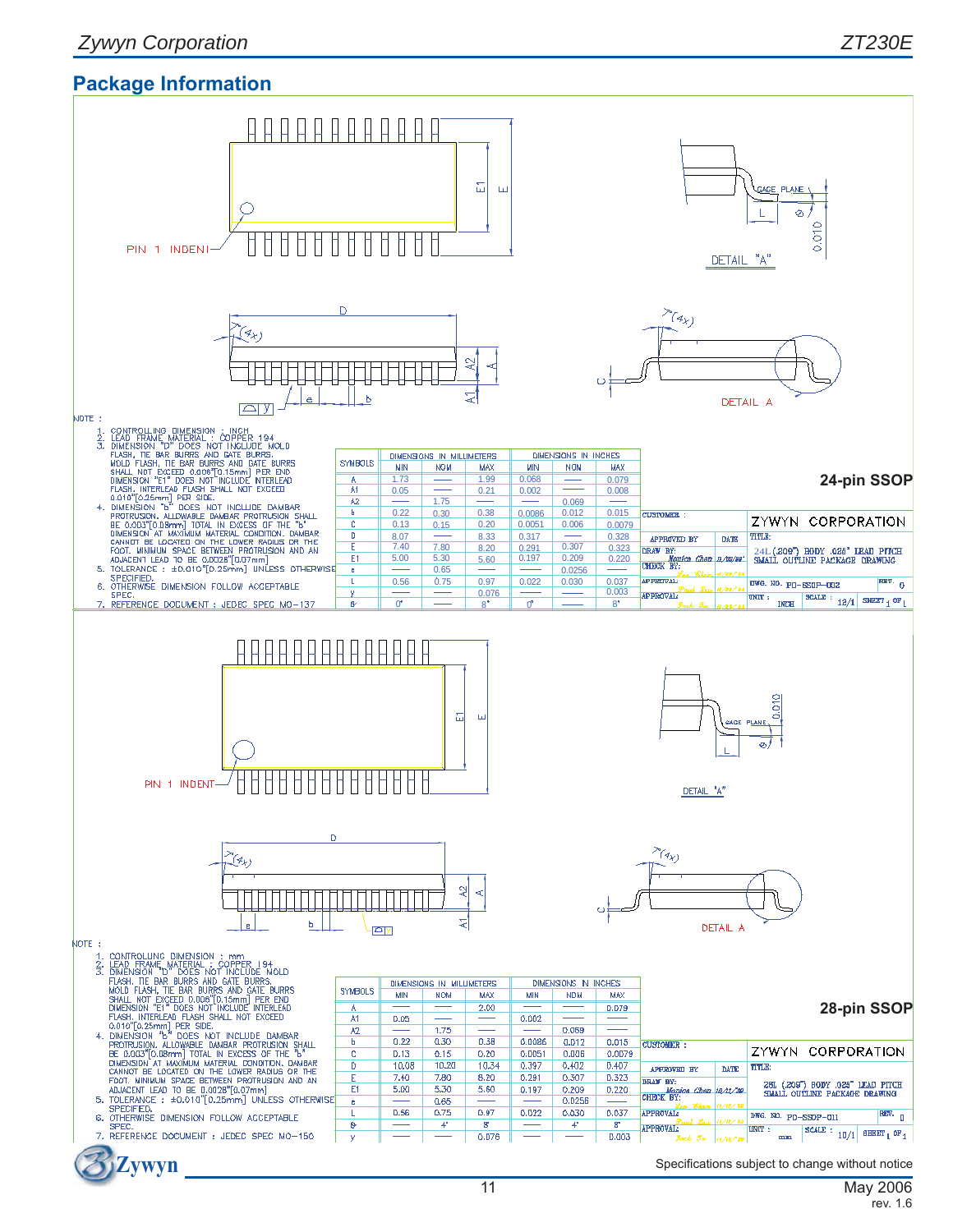## Package Information

### 24-pin SSOP

NOTE :

1. CONTROLLING DIMENSION : INCH
2. LEAD FRAME MATERIAL : COPPER 194
3. DIMENSION "D" DOES NOT INCLUDE MOLD FLASH, TIE BAR BURRS AND GATE BURRS. MOLD FLASH, TIE BAR BURRS AND GATE BURRS SHALL NOT EXCEED 0.006"[0.15mm] PER END. DIMENSION "E1" DOES NOT INCLUDE INTERLEAD FLASH. INTERLEAD FLASH SHALL NOT EXCEED 0.010"[0.25mm] PER SIDE.
4. DIMENSION "b" DOES NOT INCLUDE DAMBAR PROTRUSION. ALLOWABLE DAMBAR PROTRUSION SHALL BE 0.003"[0.08mm] TOTAL IN EXCESS OF THE "b" DIMENSION AT MAXIMUM MATERIAL CONDITION. DAMBAR CANNOT BE LOCATED ON THE LOWER RADIUS OR THE FOOT. MINIMUM SPACE BETWEEN PROTRUSION AND AN ADJACENT LEAD TO BE 0.0028"[0.07mm]
5. TOLERANCE : ±0.010"[0.25mm] UNLESS OTHERWISE SPECIFIED.
6. OTHERWISE DIMENSION FOLLOW ACCEPTABLE SPEC.
7. REFERENCE DOCUMENT : JEDEC SPEC MO-137

| SYMBOLS | DIMENSIONS IN MILLIMETERS | | | DIMENSIONS IN INCHES | | |
|---|---|---|---|---|---|---|
| | MIN | NOM | MAX | MIN | NOM | MAX |
| A | 1.73 | —— | 1.99 | 0.068 | —— | 0.079 |
| A1 | 0.05 | —— | 0.21 | 0.002 | —— | 0.008 |
| A2 | —— | 1.75 | —— | —— | 0.069 | —— |
| b | 0.22 | 0.30 | 0.38 | 0.0086 | 0.012 | 0.015 |
| C | 0.13 | 0.15 | 0.20 | 0.0051 | 0.006 | 0.0079 |
| D | 8.07 | —— | 8.33 | 0.317 | —— | 0.328 |
| E | 7.40 | 7.80 | 8.20 | 0.291 | 0.307 | 0.323 |
| E1 | 5.00 | 5.30 | 5.60 | 0.197 | 0.209 | 0.220 |
| e | —— | 0.65 | —— | —— | 0.0256 | —— |
| L | 0.56 | 0.75 | 0.97 | 0.022 | 0.030 | 0.037 |
| y | —— | —— | 0.076 | —— | —— | 0.003 |
| θ | 0° | —— | 8° | 0° | —— | 8° |

ZYWYN CORPORATION — TITLE: 24L (.209") BODY .025" LEAD PITCH SMALL OUTLINE PACKAGE DRAWING — DWG. NO. PO-SSOP-002 — REV. 0 — UNIT: INCH — SCALE: 12/1 — SHEET 1 OF 1

### 28-pin SSOP

NOTE :

1. CONTROLLING DIMENSION : mm
2. LEAD FRAME MATERIAL : COPPER 194
3. DIMENSION "D" DOES NOT INCLUDE MOLD FLASH, TIE BAR BURRS AND GATE BURRS. MOLD FLASH, TIE BAR BURRS AND GATE BURRS SHALL NOT EXCEED 0.006"[0.15mm] PER END. DIMENSION "E1" DOES NOT INCLUDE INTERLEAD FLASH. INTERLEAD FLASH SHALL NOT EXCEED 0.010"[0.25mm] PER SIDE.
4. DIMENSION "b" DOES NOT INCLUDE DAMBAR PROTRUSION. ALLOWABLE DAMBAR PROTRUSION SHALL BE 0.003"[0.08mm] TOTAL IN EXCESS OF THE "b" DIMENSION AT MAXIMUM MATERIAL CONDITION. DAMBAR CANNOT BE LOCATED ON THE LOWER RADIUS OR THE FOOT. MINIMUM SPACE BETWEEN PROTRUSION AND AN ADJACENT LEAD TO BE 0.0028"[0.07mm]
5. TOLERANCE : ±0.010"[0.25mm] UNLESS OTHERWISE SPECIFIED.
6. OTHERWISE DIMENSION FOLLOW ACCEPTABLE SPEC.
7. REFERENCE DOCUMENT : JEDEC SPEC MO-150

| SYMBOLS | DIMENSIONS IN MILLIMETERS | | | DIMENSIONS IN INCHES | | |
|---|---|---|---|---|---|---|
| | MIN | NOM | MAX | MIN | NOM | MAX |
| A | —— | —— | 2.00 | —— | —— | 0.079 |
| A1 | 0.05 | —— | —— | 0.002 | —— | —— |
| A2 | —— | 1.75 | —— | —— | 0.069 | —— |
| b | 0.22 | 0.30 | 0.38 | 0.0086 | 0.012 | 0.015 |
| C | 0.13 | 0.15 | 0.20 | 0.0051 | 0.006 | 0.0079 |
| D | 10.08 | 10.20 | 10.34 | 0.397 | 0.402 | 0.407 |
| E | 7.40 | 7.80 | 8.20 | 0.291 | 0.307 | 0.323 |
| E1 | 5.00 | 5.30 | 5.60 | 0.197 | 0.209 | 0.220 |
| e | —— | 0.65 | —— | —— | 0.0256 | —— |
| L | 0.56 | 0.75 | 0.97 | 0.022 | 0.030 | 0.037 |
| θ | —— | 4° | 8° | —— | 4° | 8° |
| y | —— | —— | 0.076 | —— | —— | 0.003 |

ZYWYN CORPORATION — TITLE: 28L (.209") BODY .025" LEAD PITCH SMALL OUTLINE PACKAGE DRAWING — DWG. NO. PO-SSOP-011 — REV. 0 — UNIT: mm — SCALE: 10/1 — SHEET 1 OF 1

Specifications subject to change without notice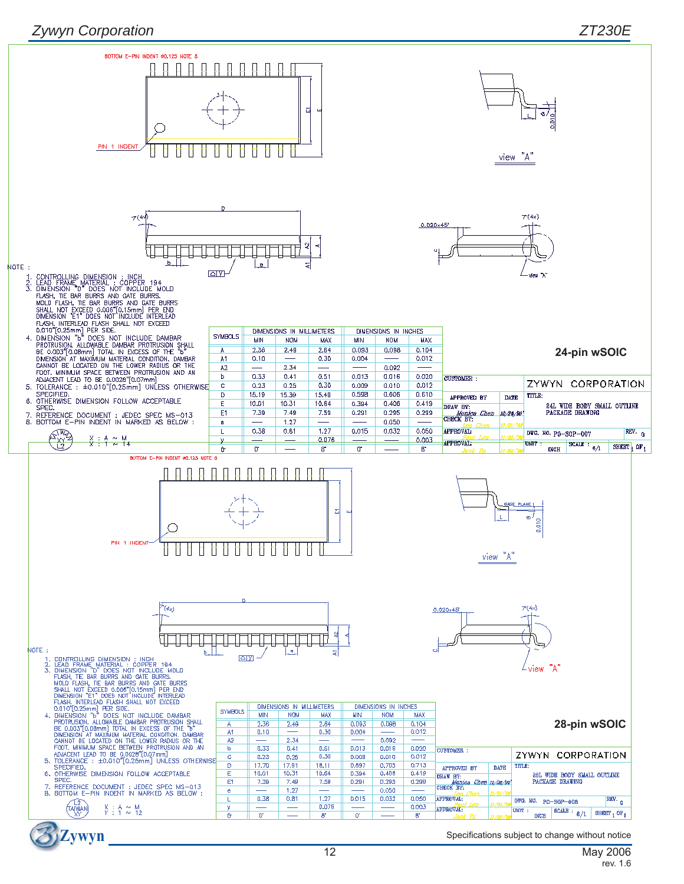## 24-pin wSOIC

BOTTOM E-PIN INDENT ø0.125 NOTE 8

PIN 1 INDENT

E1 E

view "A"

D

7°(4x)

A2 A A1

b e

y

0.020x45°

c

7°(4x)

view "A"

L θ 0.010

NOTE :

1. CONTROLLING DIMENSION : INCH
2. LEAD FRAME MATERIAL : COPPER 194
3. DIMENSION "D" DOES NOT INCLUDE MOLD FLASH, TIE BAR BURRS AND GATE BURRS. MOLD FLASH, TIE BAR BURRS AND GATE BURRS SHALL NOT EXCEED 0.006"[0.15mm] PER END DIMENSION "E1" DOES NOT INCLUDE INTERLEAD FLASH. INTERLEAD FLASH SHALL NOT EXCEED 0.010"[0.25mm] PER SIDE.
4. DIMENSION "b" DOES NOT INCLUDE DAMBAR PROTRUSION. ALLOWABLE DAMBAR PROTRUSION SHALL BE 0.003"[0.08mm] TOTAL IN EXCESS OF THE "b" DIMENSION AT MAXIMUM MATERIAL CONDITION. DAMBAR CANNOT BE LOCATED ON THE LOWER RADIUS OR THE FOOT. MINIMUM SPACE BETWEEN PROTRUSION AND AN ADJACENT LEAD TO BE 0.0028"[0.07mm]
5. TOLERANCE : ±0.010"[0.25mm] UNLESS OTHERWISE SPECIFIED.
6. OTHERWISE DIMENSION FOLLOW ACCEPTABLE SPEC.
7. REFERENCE DOCUMENT : JEDEC SPEC MS-013
8. BOTTOM E-PIN INDENT IN MARKED AS BELOW :

TAIWAN XY L2 X : A ~ M Y : 1 ~ 14

| SYMBOLS | DIMENSIONS IN MILLIMETERS | | | DIMENSIONS IN INCHES | | |
|---|---|---|---|---|---|---|
| | MIN | NOM | MAX | MIN | NOM | MAX |
| A | 2.36 | 2.49 | 2.64 | 0.093 | 0.098 | 0.104 |
| A1 | 0.10 | —— | 0.30 | 0.004 | —— | 0.012 |
| A2 | —— | 2.34 | —— | —— | 0.092 | —— |
| b | 0.33 | 0.41 | 0.51 | 0.013 | 0.016 | 0.020 |
| c | 0.23 | 0.25 | 0.30 | 0.009 | 0.010 | 0.012 |
| D | 15.19 | 15.39 | 15.49 | 0.598 | 0.606 | 0.610 |
| E | 10.01 | 10.31 | 10.64 | 0.394 | 0.406 | 0.419 |
| E1 | 7.39 | 7.49 | 7.59 | 0.291 | 0.295 | 0.299 |
| e | —— | 1.27 | —— | —— | 0.050 | —— |
| L | 0.38 | 0.81 | 1.27 | 0.015 | 0.032 | 0.050 |
| y | —— | —— | 0.076 | —— | —— | 0.003 |
| θ | 0° | —— | 8° | 0° | —— | 8° |

CUSTOMER : ZYWYN CORPORATION

| APPROVED BY | DATE | TITLE: 24L WIDE BODY SMALL OUTLINE PACKAGE DRAWING |
|---|---|---|
| DRAW BY: Monica Chen | 10/28/98 | |
| CHECK BY: Leo Chen | 11/26/98 | DWG. NO. PO-SOP-007 REV. 0 |
| APPROVAL: Paul Lou | 11/03/98 | |
| APPROVAL: Jack Tu | 11/03/98 | UNIT : INCH SCALE : 6/1 SHEET 1 OF 1 |

## 28-pin wSOIC

BOTTOM E-PIN INDENT ø0.125 NOTE 8

PIN 1 INDENT

E1 E

view "A"

GAGE PLANE

L θ 0.010

D

7°(4x)

A2 A A1

b e

y

0.020x45°

c

7°(4x)

view "A"

NOTE :

1. CONTROLLING DIMENSION : INCH
2. LEAD FRAME MATERIAL : COPPER 194
3. DIMENSION "D" DOES NOT INCLUDE MOLD FLASH, TIE BAR BURRS AND GATE BURRS. MOLD FLASH, TIE BAR BURRS AND GATE BURRS SHALL NOT EXCEED 0.006"[0.15mm] PER END DIMENSION "E1" DOES NOT INCLUDE INTERLEAD FLASH. INTERLEAD FLASH SHALL NOT EXCEED 0.010"[0.25mm] PER SIDE.
4. DIMENSION "b" DOES NOT INCLUDE DAMBAR PROTRUSION. ALLOWABLE DAMBAR PROTRUSION SHALL BE 0.003"[0.08mm] TOTAL IN EXCESS OF THE "b" DIMENSION AT MAXIMUM MATERIAL CONDITION. DAMBAR CANNOT BE LOCATED ON THE LOWER RADIUS OR THE FOOT. MINIMUM SPACE BETWEEN PROTRUSION AND AN ADJACENT LEAD TO BE 0.0028"[0.07mm]
5. TOLERANCE : ±0.010"[0.25mm] UNLESS OTHERWISE SPECIFIED.
6. OTHERWISE DIMENSION FOLLOW ACCEPTABLE SPEC.
7. REFERENCE DOCUMENT : JEDEC SPEC MS-013
8. BOTTOM E-PIN INDENT IN MARKED AS BELOW :

L2 TAIWAN XY X : A ~ M Y : 1 ~ 12

| SYMBOLS | DIMENSIONS IN MILLIMETERS | | | DIMENSIONS IN INCHES | | |
|---|---|---|---|---|---|---|
| | MIN | NOM | MAX | MIN | NOM | MAX |
| A | 2.36 | 2.49 | 2.64 | 0.093 | 0.098 | 0.104 |
| A1 | 0.10 | —— | 0.30 | 0.004 | —— | 0.012 |
| A2 | —— | 2.34 | —— | —— | 0.092 | —— |
| b | 0.33 | 0.41 | 0.51 | 0.013 | 0.016 | 0.020 |
| c | 0.23 | 0.25 | 0.30 | 0.009 | 0.010 | 0.012 |
| D | 17.70 | 17.91 | 18.11 | 0.697 | 0.705 | 0.713 |
| E | 10.01 | 10.31 | 10.64 | 0.394 | 0.406 | 0.419 |
| E1 | 7.39 | 7.49 | 7.59 | 0.291 | 0.295 | 0.299 |
| e | —— | 1.27 | —— | —— | 0.050 | —— |
| L | 0.38 | 0.81 | 1.27 | 0.015 | 0.032 | 0.050 |
| y | —— | —— | 0.076 | —— | —— | 0.003 |
| θ | 0° | —— | 8° | 0° | —— | 8° |

CUSTOMER : ZYWYN CORPORATION

| APPROVED BY | DATE | TITLE: 28L WIDE BODY SMALL OUTLINE PACKAGE DRAWING |
|---|---|---|
| DRAW BY: Monica Chen | 10/28/98 | |
| CHECK BY: Leo Chen | 11/03/98 | DWG. NO. PO-SOP-008 REV. 0 |
| APPROVAL: Paul Lou | 11/03/98 | |
| APPROVAL: Jack Tu | 11/03/98 | UNIT : INCH SCALE : 6/1 SHEET 1 OF 1 |

Specifications subject to change without notice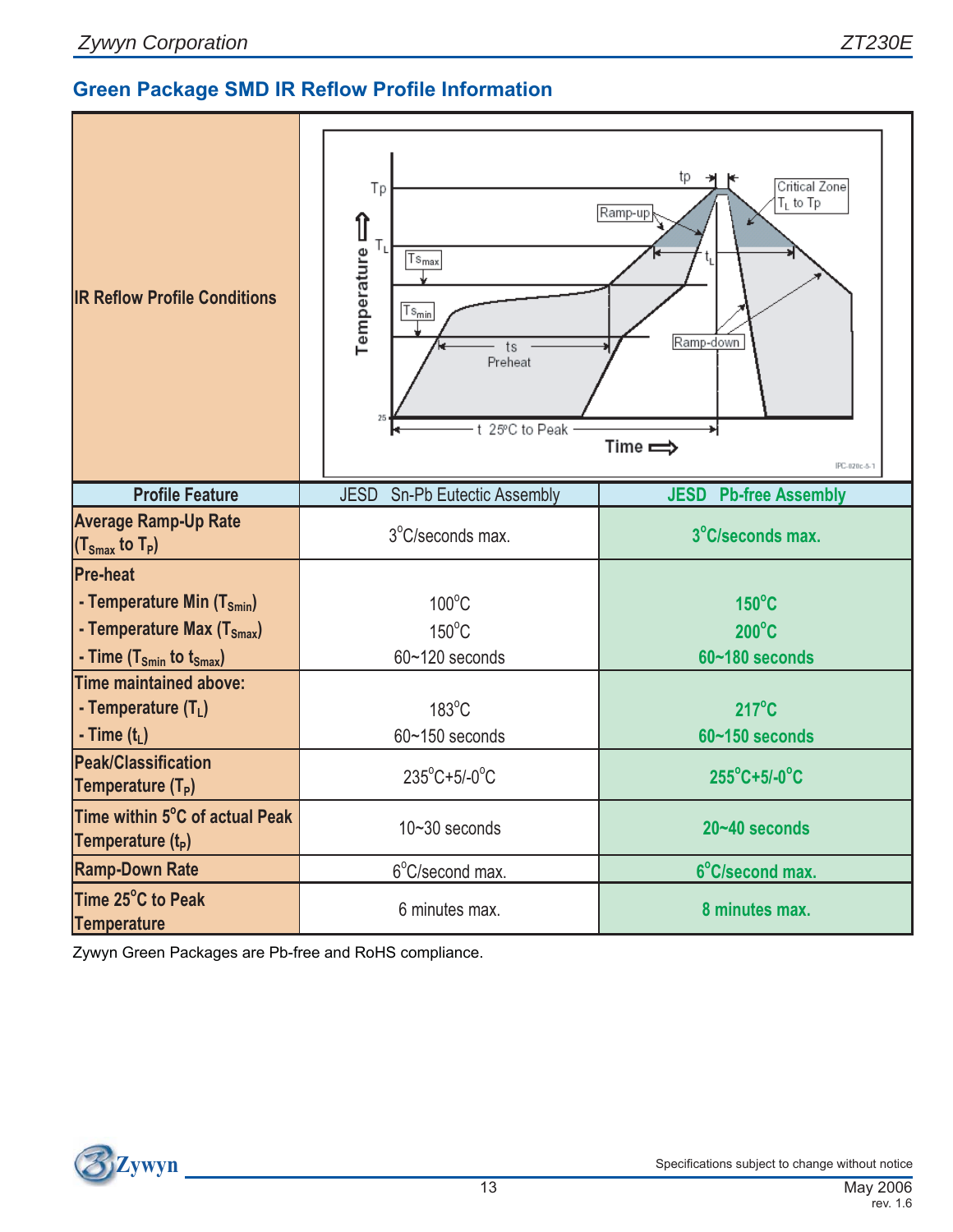## Green Package SMD IR Reflow Profile Information

**IR Reflow Profile Conditions**

Tp
tp
Critical Zone
$T_L$ to Tp
Ramp-up
$T_L$
$Ts_{max}$
$t_L$
$Ts_{min}$
ts
Preheat
Ramp-down
Temperature
25
t 25ºC to Peak
Time
IPC-020c-5-1

| Profile Feature | JESD Sn-Pb Eutectic Assembly | JESD Pb-free Assembly |
|---|---|---|
| Average Ramp-Up Rate ($T_{Smax}$ to $T_P$) | 3°C/seconds max. | **3°C/seconds max.** |
| Pre-heat<br>- Temperature Min ($T_{Smin}$)<br>- Temperature Max ($T_{Smax}$)<br>- Time ($T_{Smin}$ to $t_{Smax}$) | 100°C<br>150°C<br>60~120 seconds | **150°C**<br>**200°C**<br>**60~180 seconds** |
| Time maintained above:<br>- Temperature ($T_L$)<br>- Time ($t_L$) | 183°C<br>60~150 seconds | **217°C**<br>**60~150 seconds** |
| Peak/Classification Temperature ($T_P$) | 235°C+5/-0°C | **255°C+5/-0°C** |
| Time within 5°C of actual Peak Temperature ($t_P$) | 10~30 seconds | **20~40 seconds** |
| Ramp-Down Rate | 6°C/second max. | **6°C/second max.** |
| Time 25°C to Peak Temperature | 6 minutes max. | **8 minutes max.** |

Zywyn Green Packages are Pb-free and RoHS compliance.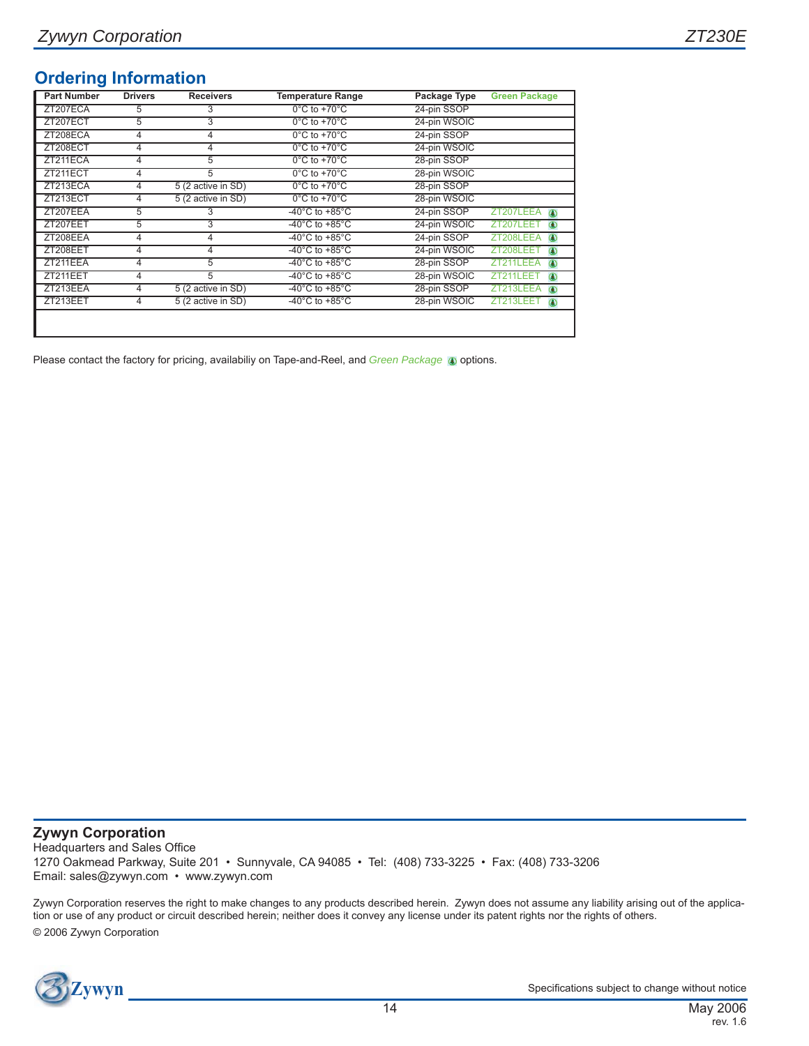## Ordering Information

| Part Number | Drivers | Receivers | Temperature Range | Package Type | Green Package |
|---|---|---|---|---|---|
| ZT207ECA | 5 | 3 | 0°C to +70°C | 24-pin SSOP | |
| ZT207ECT | 5 | 3 | 0°C to +70°C | 24-pin WSOIC | |
| ZT208ECA | 4 | 4 | 0°C to +70°C | 24-pin SSOP | |
| ZT208ECT | 4 | 4 | 0°C to +70°C | 24-pin WSOIC | |
| ZT211ECA | 4 | 5 | 0°C to +70°C | 28-pin SSOP | |
| ZT211ECT | 4 | 5 | 0°C to +70°C | 28-pin WSOIC | |
| ZT213ECA | 4 | 5 (2 active in SD) | 0°C to +70°C | 28-pin SSOP | |
| ZT213ECT | 4 | 5 (2 active in SD) | 0°C to +70°C | 28-pin WSOIC | |
| ZT207EEA | 5 | 3 | -40°C to +85°C | 24-pin SSOP | ZT207LEEA |
| ZT207EET | 5 | 3 | -40°C to +85°C | 24-pin WSOIC | ZT207LEET |
| ZT208EEA | 4 | 4 | -40°C to +85°C | 24-pin SSOP | ZT208LEEA |
| ZT208EET | 4 | 4 | -40°C to +85°C | 24-pin WSOIC | ZT208LEET |
| ZT211EEA | 4 | 5 | -40°C to +85°C | 28-pin SSOP | ZT211LEEA |
| ZT211EET | 4 | 5 | -40°C to +85°C | 28-pin WSOIC | ZT211LEET |
| ZT213EEA | 4 | 5 (2 active in SD) | -40°C to +85°C | 28-pin SSOP | ZT213LEEA |
| ZT213EET | 4 | 5 (2 active in SD) | -40°C to +85°C | 28-pin WSOIC | ZT213LEET |

Please contact the factory for pricing, availabiliy on Tape-and-Reel, and *Green Package* options.

**Zywyn Corporation**
Headquarters and Sales Office
1270 Oakmead Parkway, Suite 201 • Sunnyvale, CA 94085 • Tel: (408) 733-3225 • Fax: (408) 733-3206
Email: sales@zywyn.com • www.zywyn.com

Zywyn Corporation reserves the right to make changes to any products described herein. Zywyn does not assume any liability arising out of the application or use of any product or circuit described herein; neither does it convey any license under its patent rights nor the rights of others.

© 2006 Zywyn Corporation

Specifications subject to change without notice

May 2006
rev. 1.6